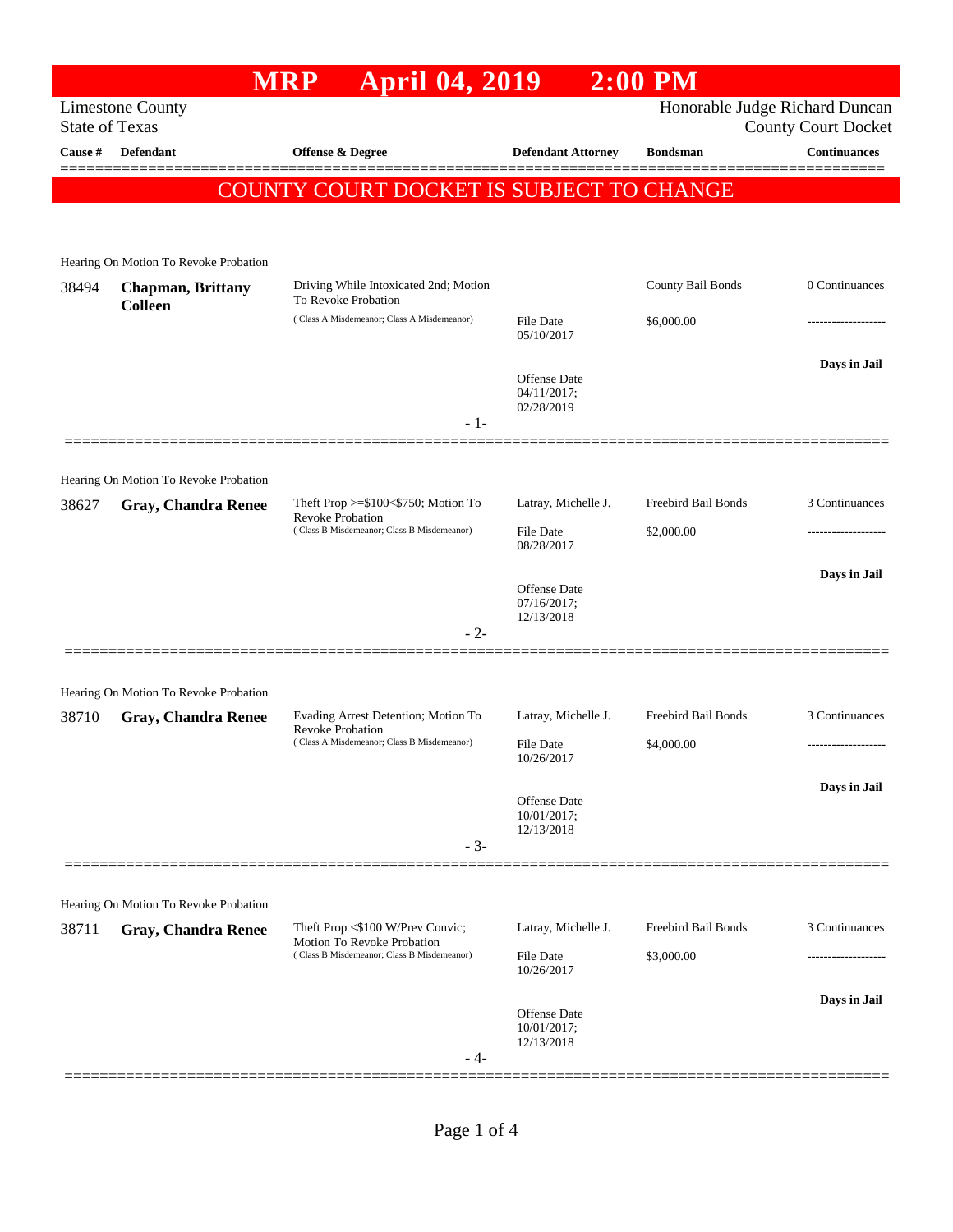# MRP April 04, 2019 2:00 PM

Limestone County
State of Texas

Honorable Judge Richard Duncan
County Court Docket

**COUNTY COURT DOCKET IS SUBJECT TO CHANGE**

| Cause # | Defendant | Offense & Degree | Defendant Attorney | Bondsman | Continuances |
|---|---|---|---|---|---|
| | Hearing On Motion To Revoke Probation | | | | |
| 38494 | **Chapman, Brittany Colleen** | Driving While Intoxicated 2nd; Motion To Revoke Probation (Class A Misdemeanor; Class A Misdemeanor) | File Date 05/10/2017; Offense Date 04/11/2017; 02/28/2019 | County Bail Bonds $6,000.00 | 0 Continuances; Days in Jail |
| | Hearing On Motion To Revoke Probation | | | | |
| 38627 | **Gray, Chandra Renee** | Theft Prop >=$100<$750; Motion To Revoke Probation (Class B Misdemeanor; Class B Misdemeanor) | Latray, Michelle J.; File Date 08/28/2017; Offense Date 07/16/2017; 12/13/2018 | Freebird Bail Bonds $2,000.00 | 3 Continuances; Days in Jail |
| | Hearing On Motion To Revoke Probation | | | | |
| 38710 | **Gray, Chandra Renee** | Evading Arrest Detention; Motion To Revoke Probation (Class A Misdemeanor; Class B Misdemeanor) | Latray, Michelle J.; File Date 10/26/2017; Offense Date 10/01/2017; 12/13/2018 | Freebird Bail Bonds $4,000.00 | 3 Continuances; Days in Jail |
| | Hearing On Motion To Revoke Probation | | | | |
| 38711 | **Gray, Chandra Renee** | Theft Prop <$100 W/Prev Convic; Motion To Revoke Probation (Class B Misdemeanor; Class B Misdemeanor) | Latray, Michelle J.; File Date 10/26/2017; Offense Date 10/01/2017; 12/13/2018 | Freebird Bail Bonds $3,000.00 | 3 Continuances; Days in Jail |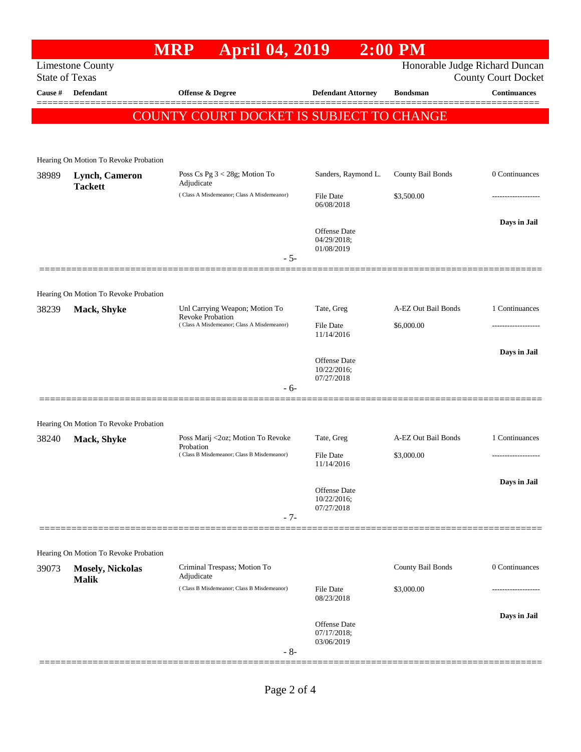# MRP April 04, 2019 2:00 PM

Limestone County
State of Texas

Honorable Judge Richard Duncan
County Court Docket

| Cause # | Defendant | Offense & Degree | Defendant Attorney | Bondsman | Continuances |
|---|---|---|---|---|---|

COUNTY COURT DOCKET IS SUBJECT TO CHANGE

Hearing On Motion To Revoke Probation

| Cause # | Defendant | Offense & Degree | Defendant Attorney | Bondsman | Continuances |
|---|---|---|---|---|---|
| 38989 | **Lynch, Cameron Tackett** | Poss Cs Pg 3 < 28g; Motion To Adjudicate (Class A Misdemeanor; Class A Misdemeanor) | Sanders, Raymond L. File Date 06/08/2018 Offense Date 04/29/2018; 01/08/2019 | County Bail Bonds $3,500.00 | 0 Continuances ------------------- **Days in Jail** |

- 5-

Hearing On Motion To Revoke Probation

| Cause # | Defendant | Offense & Degree | Defendant Attorney | Bondsman | Continuances |
|---|---|---|---|---|---|
| 38239 | **Mack, Shyke** | Unl Carrying Weapon; Motion To Revoke Probation (Class A Misdemeanor; Class A Misdemeanor) | Tate, Greg File Date 11/14/2016 Offense Date 10/22/2016; 07/27/2018 | A-EZ Out Bail Bonds $6,000.00 | 1 Continuances ------------------- **Days in Jail** |

- 6-

Hearing On Motion To Revoke Probation

| Cause # | Defendant | Offense & Degree | Defendant Attorney | Bondsman | Continuances |
|---|---|---|---|---|---|
| 38240 | **Mack, Shyke** | Poss Marij <2oz; Motion To Revoke Probation (Class B Misdemeanor; Class B Misdemeanor) | Tate, Greg File Date 11/14/2016 Offense Date 10/22/2016; 07/27/2018 | A-EZ Out Bail Bonds $3,000.00 | 1 Continuances ------------------- **Days in Jail** |

- 7-

Hearing On Motion To Revoke Probation

| Cause # | Defendant | Offense & Degree | Defendant Attorney | Bondsman | Continuances |
|---|---|---|---|---|---|
| 39073 | **Mosely, Nickolas Malik** | Criminal Trespass; Motion To Adjudicate (Class B Misdemeanor; Class B Misdemeanor) | File Date 08/23/2018 Offense Date 07/17/2018; 03/06/2019 | County Bail Bonds $3,000.00 | 0 Continuances ------------------- **Days in Jail** |

- 8-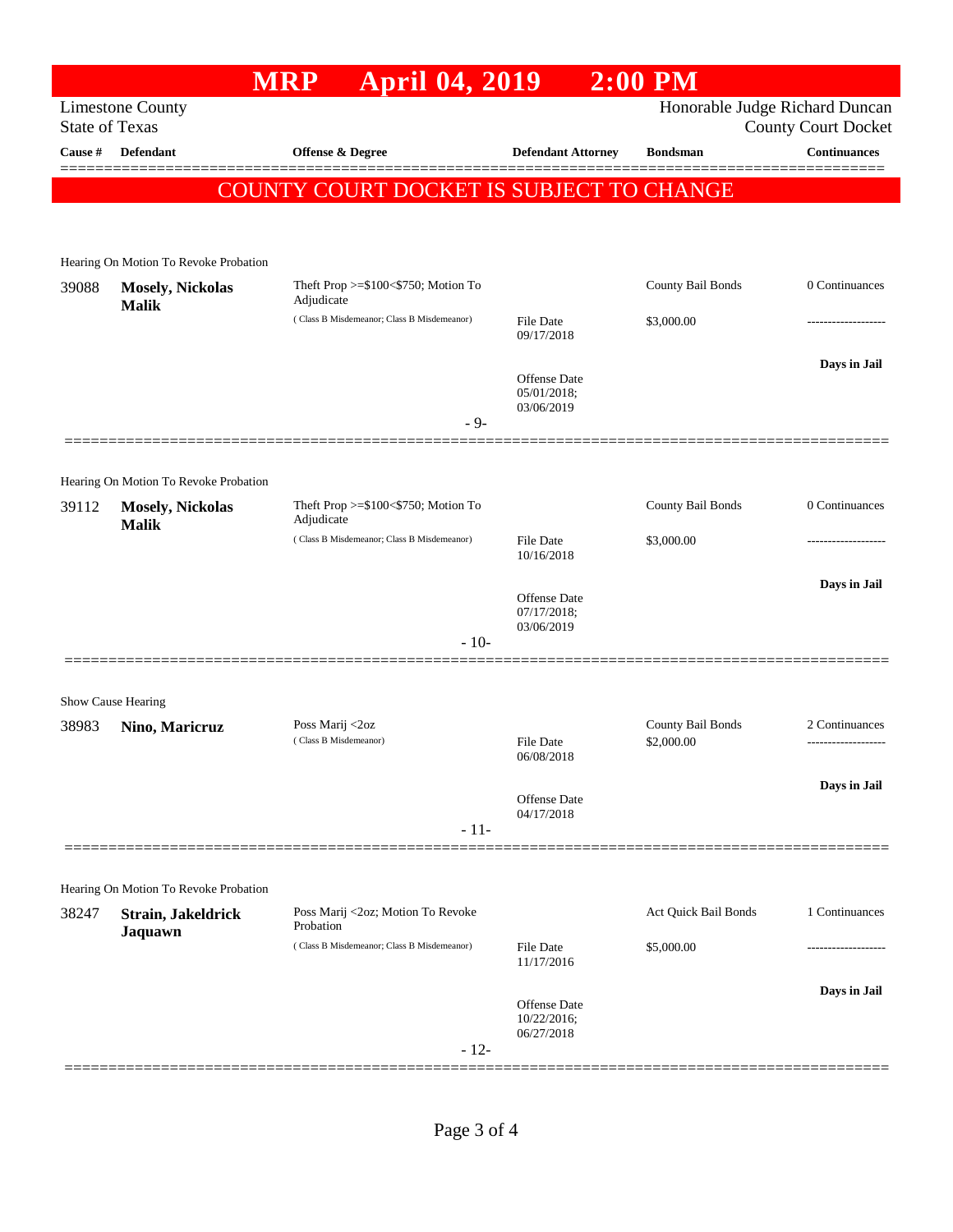# MRP April 04, 2019 2:00 PM

Limestone County
State of Texas

Honorable Judge Richard Duncan
County Court Docket

| Cause # | Defendant | Offense & Degree | Defendant Attorney | Bondsman | Continuances |
|---|---|---|---|---|---|

COUNTY COURT DOCKET IS SUBJECT TO CHANGE

Hearing On Motion To Revoke Probation

| Cause # | Defendant | Offense & Degree | Defendant Attorney | Bondsman | Continuances |
|---|---|---|---|---|---|
| 39088 | **Mosely, Nickolas Malik** | Theft Prop >=$100<$750; Motion To Adjudicate ( Class B Misdemeanor; Class B Misdemeanor) | File Date 09/17/2018; Offense Date 05/01/2018; 03/06/2019 | County Bail Bonds $3,000.00 | 0 Continuances; Days in Jail |

- 9-

Hearing On Motion To Revoke Probation

| Cause # | Defendant | Offense & Degree | Defendant Attorney | Bondsman | Continuances |
|---|---|---|---|---|---|
| 39112 | **Mosely, Nickolas Malik** | Theft Prop >=$100<$750; Motion To Adjudicate ( Class B Misdemeanor; Class B Misdemeanor) | File Date 10/16/2018; Offense Date 07/17/2018; 03/06/2019 | County Bail Bonds $3,000.00 | 0 Continuances; Days in Jail |

- 10-

Show Cause Hearing

| Cause # | Defendant | Offense & Degree | Defendant Attorney | Bondsman | Continuances |
|---|---|---|---|---|---|
| 38983 | **Nino, Maricruz** | Poss Marij <2oz ( Class B Misdemeanor) | File Date 06/08/2018; Offense Date 04/17/2018 | County Bail Bonds $2,000.00 | 2 Continuances; Days in Jail |

- 11-

Hearing On Motion To Revoke Probation

| Cause # | Defendant | Offense & Degree | Defendant Attorney | Bondsman | Continuances |
|---|---|---|---|---|---|
| 38247 | **Strain, Jakeldrick Jaquawn** | Poss Marij <2oz; Motion To Revoke Probation ( Class B Misdemeanor; Class B Misdemeanor) | File Date 11/17/2016; Offense Date 10/22/2016; 06/27/2018 | Act Quick Bail Bonds $5,000.00 | 1 Continuances; Days in Jail |

- 12-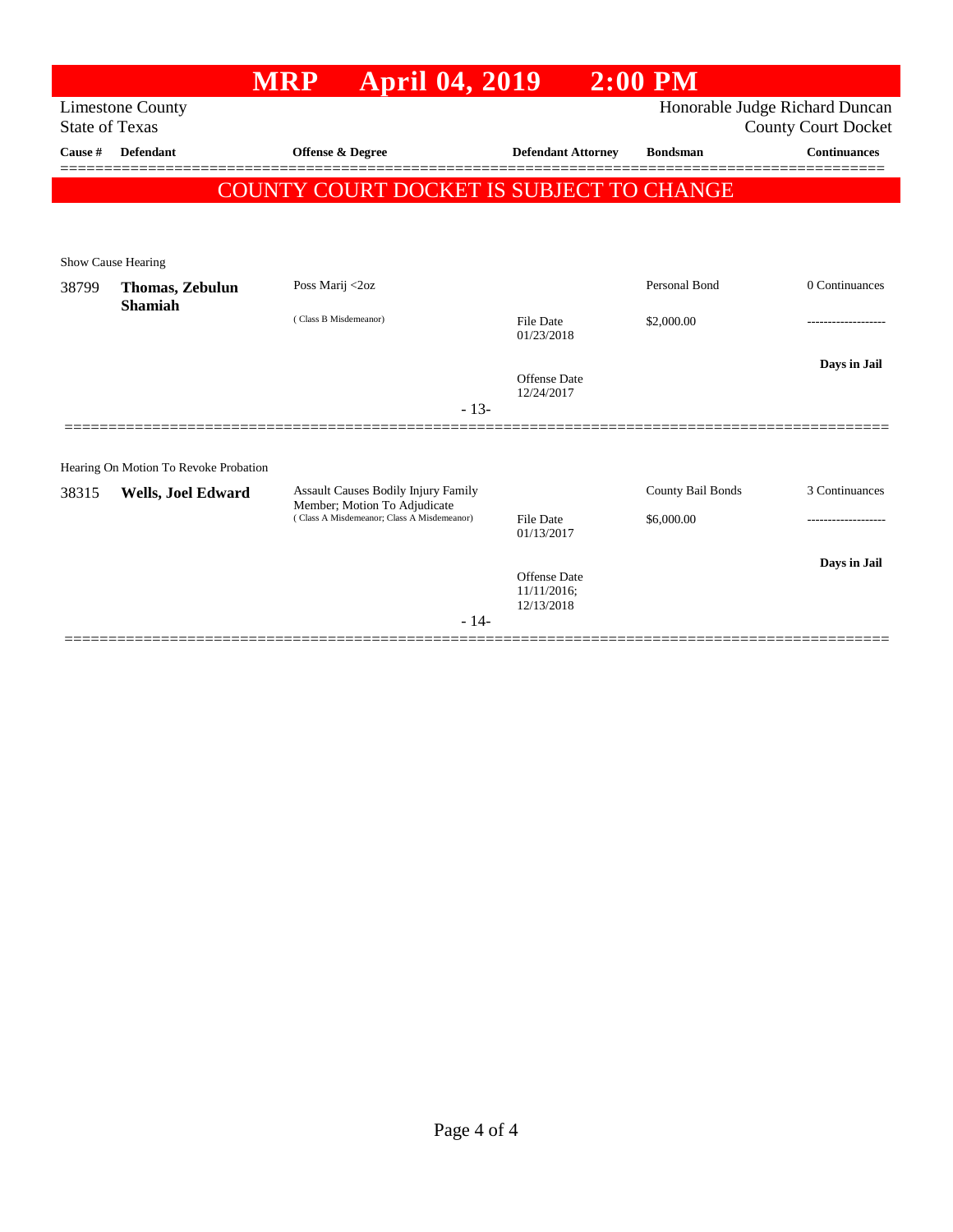# MRP April 04, 2019 2:00 PM

Limestone County
State of Texas

Honorable Judge Richard Duncan
County Court Docket

| Cause # | Defendant | Offense & Degree | Defendant Attorney | Bondsman | Continuances |
|---|---|---|---|---|---|

**COUNTY COURT DOCKET IS SUBJECT TO CHANGE**

Show Cause Hearing

| Cause # | Defendant | Offense & Degree | Defendant Attorney | Bondsman | Continuances |
|---|---|---|---|---|---|
| 38799 | **Thomas, Zebulun Shamiah** | Poss Marij <2oz |  | Personal Bond | 0 Continuances |
|  |  | ( Class B Misdemeanor) | File Date 01/23/2018 | $2,000.00 | ------------------- |
|  |  |  | Offense Date 12/24/2017 |  | **Days in Jail** |

- 13-

Hearing On Motion To Revoke Probation

| Cause # | Defendant | Offense & Degree | Defendant Attorney | Bondsman | Continuances |
|---|---|---|---|---|---|
| 38315 | **Wells, Joel Edward** | Assault Causes Bodily Injury Family Member; Motion To Adjudicate |  | County Bail Bonds | 3 Continuances |
|  |  | ( Class A Misdemeanor; Class A Misdemeanor) | File Date 01/13/2017 | $6,000.00 | ------------------- |
|  |  |  | Offense Date 11/11/2016; 12/13/2018 |  | **Days in Jail** |

- 14-